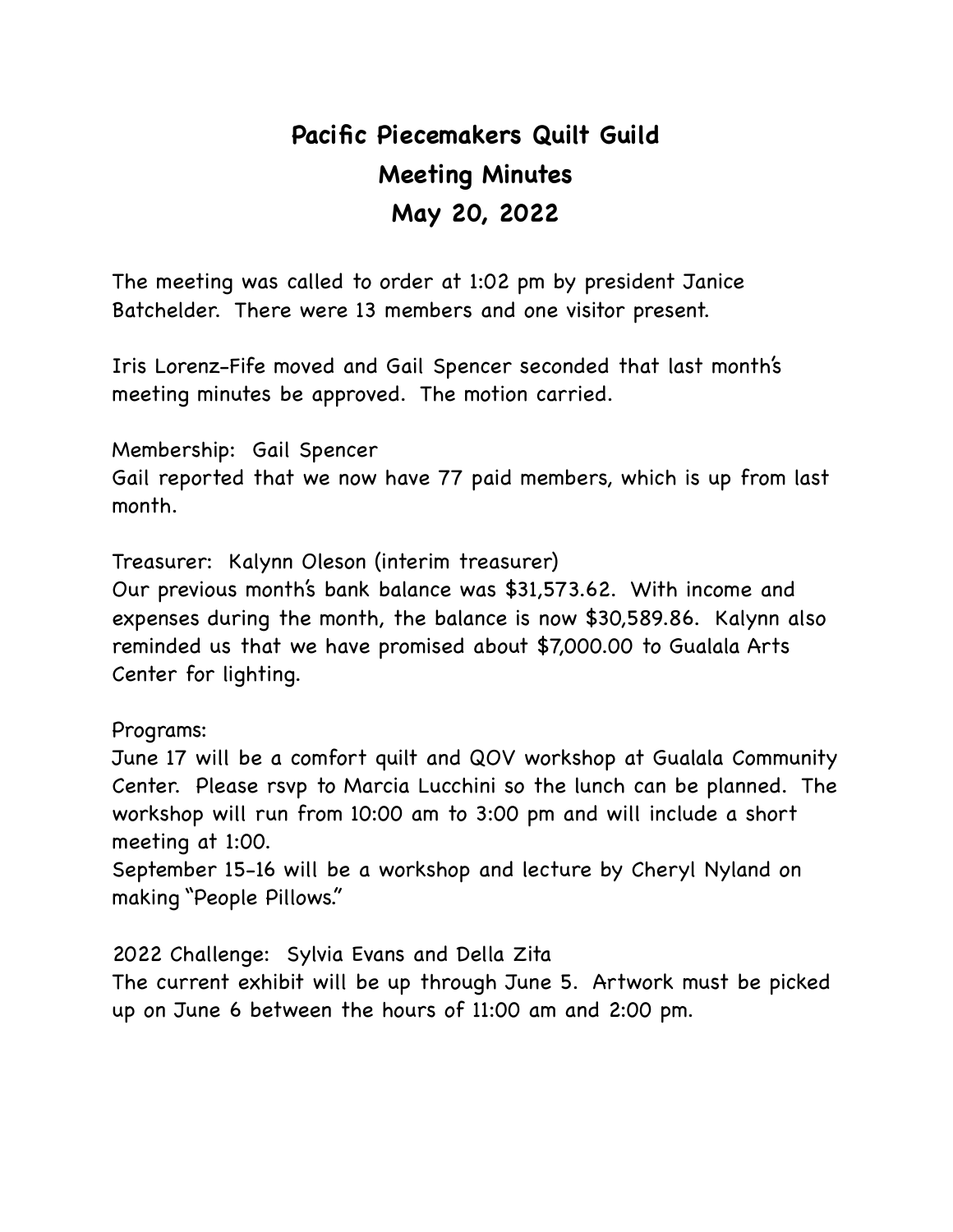# Pacific Piecemakers Quilt Guild
## Meeting Minutes
## May 20, 2022

The meeting was called to order at 1:02 pm by president Janice Batchelder. There were 13 members and one visitor present.

Iris Lorenz-Fife moved and Gail Spencer seconded that last month's meeting minutes be approved. The motion carried.

Membership: Gail Spencer
Gail reported that we now have 77 paid members, which is up from last month.

Treasurer: Kalynn Oleson (interim treasurer)
Our previous month's bank balance was $31,573.62. With income and expenses during the month, the balance is now $30,589.86. Kalynn also reminded us that we have promised about $7,000.00 to Gualala Arts Center for lighting.

Programs:
June 17 will be a comfort quilt and QOV workshop at Gualala Community Center. Please rsvp to Marcia Lucchini so the lunch can be planned. The workshop will run from 10:00 am to 3:00 pm and will include a short meeting at 1:00.
September 15-16 will be a workshop and lecture by Cheryl Nyland on making "People Pillows."

2022 Challenge: Sylvia Evans and Della Zita
The current exhibit will be up through June 5. Artwork must be picked up on June 6 between the hours of 11:00 am and 2:00 pm.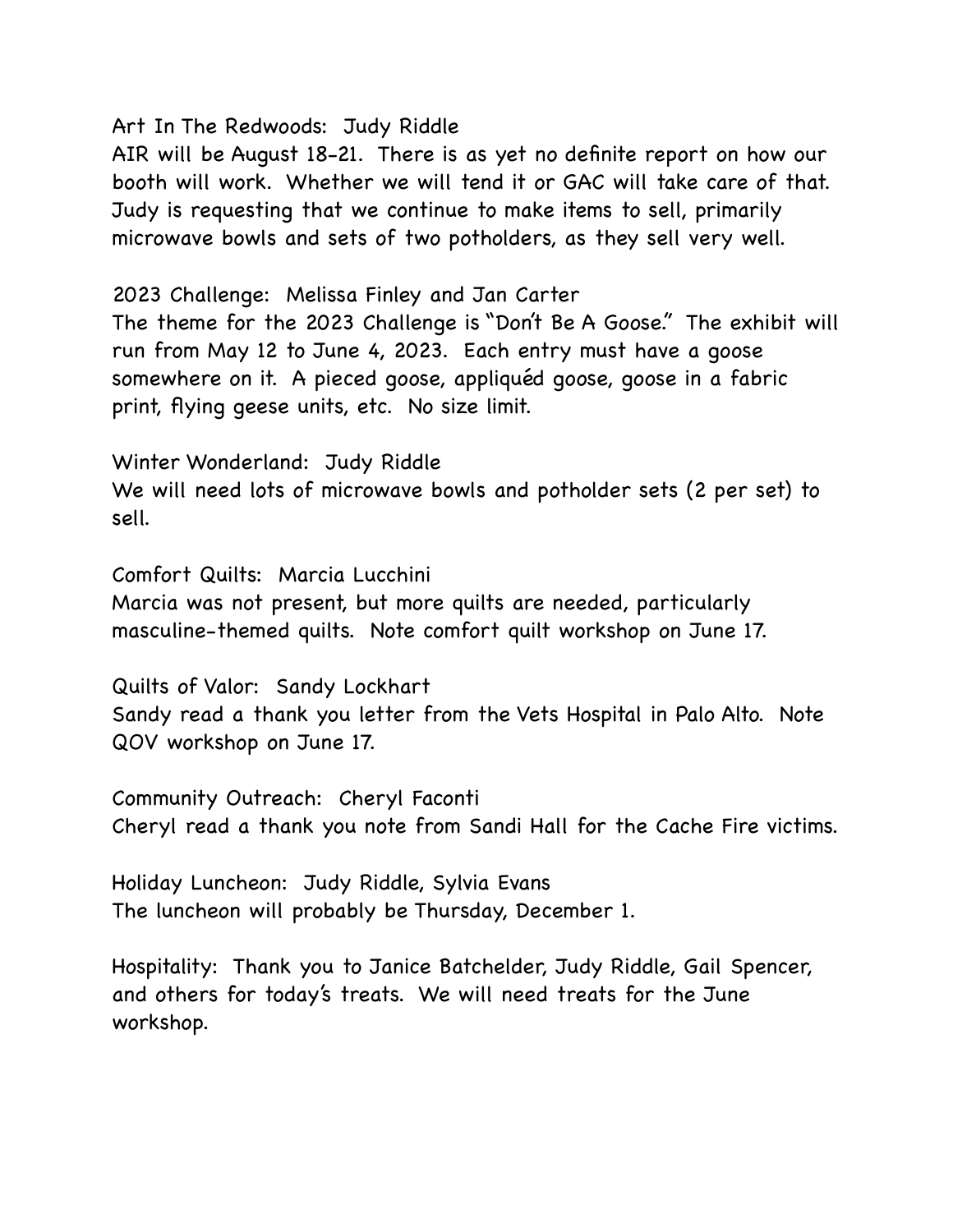Art In The Redwoods:  Judy Riddle
AIR will be August 18-21.  There is as yet no definite report on how our booth will work.  Whether we will tend it or GAC will take care of that.  Judy is requesting that we continue to make items to sell, primarily microwave bowls and sets of two potholders, as they sell very well.

2023 Challenge:  Melissa Finley and Jan Carter
The theme for the 2023 Challenge is "Don't Be A Goose."  The exhibit will run from May 12 to June 4, 2023.  Each entry must have a goose somewhere on it.  A pieced goose, appliquéd goose, goose in a fabric print, flying geese units, etc.  No size limit.

Winter Wonderland:  Judy Riddle
We will need lots of microwave bowls and potholder sets (2 per set) to sell.

Comfort Quilts:  Marcia Lucchini
Marcia was not present, but more quilts are needed, particularly masculine-themed quilts.  Note comfort quilt workshop on June 17.

Quilts of Valor:  Sandy Lockhart
Sandy read a thank you letter from the Vets Hospital in Palo Alto.  Note QOV workshop on June 17.

Community Outreach:  Cheryl Faconti
Cheryl read a thank you note from Sandi Hall for the Cache Fire victims.

Holiday Luncheon:  Judy Riddle, Sylvia Evans
The luncheon will probably be Thursday, December 1.

Hospitality:  Thank you to Janice Batchelder, Judy Riddle, Gail Spencer, and others for today's treats.  We will need treats for the June workshop.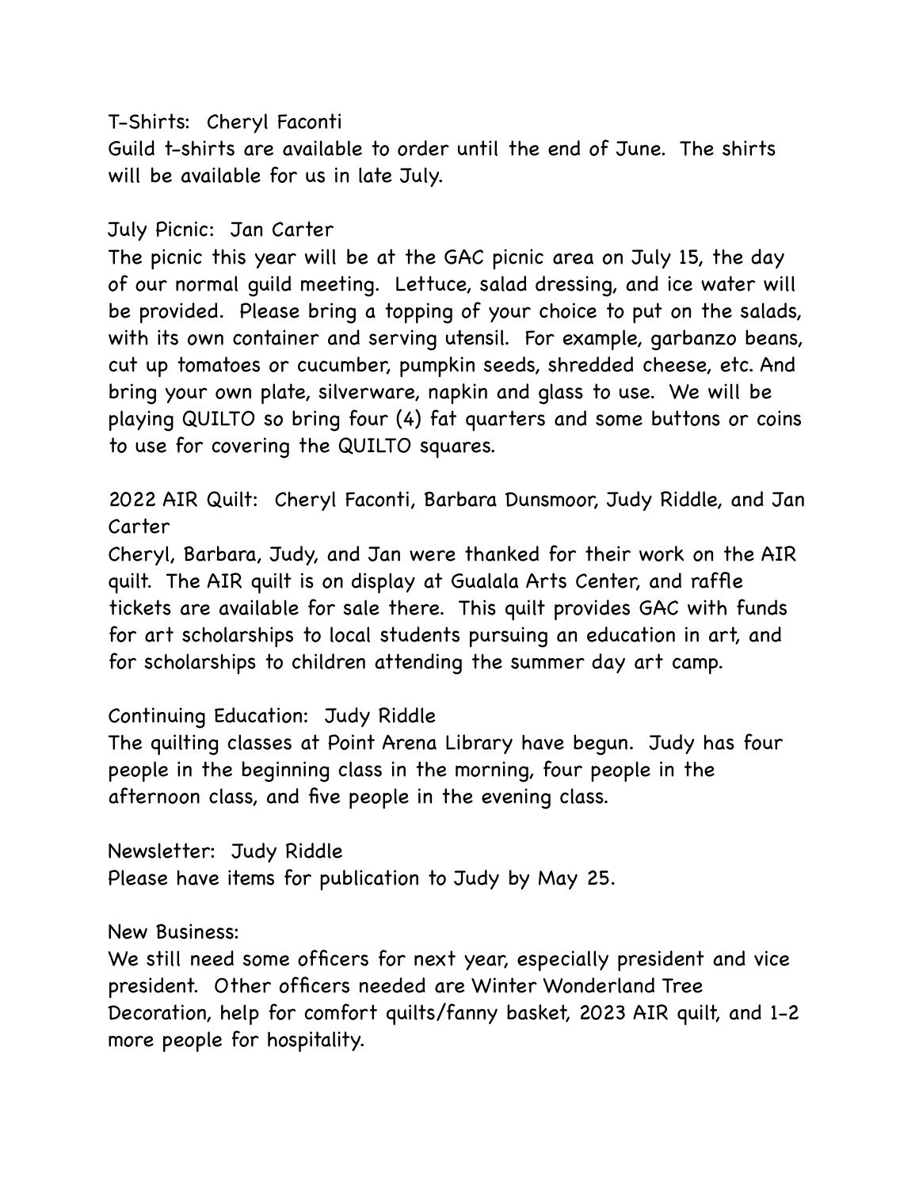T-Shirts: Cheryl Faconti
Guild t-shirts are available to order until the end of June. The shirts will be available for us in late July.

July Picnic: Jan Carter
The picnic this year will be at the GAC picnic area on July 15, the day of our normal guild meeting. Lettuce, salad dressing, and ice water will be provided. Please bring a topping of your choice to put on the salads, with its own container and serving utensil. For example, garbanzo beans, cut up tomatoes or cucumber, pumpkin seeds, shredded cheese, etc. And bring your own plate, silverware, napkin and glass to use. We will be playing QUILTO so bring four (4) fat quarters and some buttons or coins to use for covering the QUILTO squares.

2022 AIR Quilt: Cheryl Faconti, Barbara Dunsmoor, Judy Riddle, and Jan Carter
Cheryl, Barbara, Judy, and Jan were thanked for their work on the AIR quilt. The AIR quilt is on display at Gualala Arts Center, and raffle tickets are available for sale there. This quilt provides GAC with funds for art scholarships to local students pursuing an education in art, and for scholarships to children attending the summer day art camp.

Continuing Education: Judy Riddle
The quilting classes at Point Arena Library have begun. Judy has four people in the beginning class in the morning, four people in the afternoon class, and five people in the evening class.

Newsletter: Judy Riddle
Please have items for publication to Judy by May 25.

New Business:
We still need some officers for next year, especially president and vice president. Other officers needed are Winter Wonderland Tree Decoration, help for comfort quilts/fanny basket, 2023 AIR quilt, and 1-2 more people for hospitality.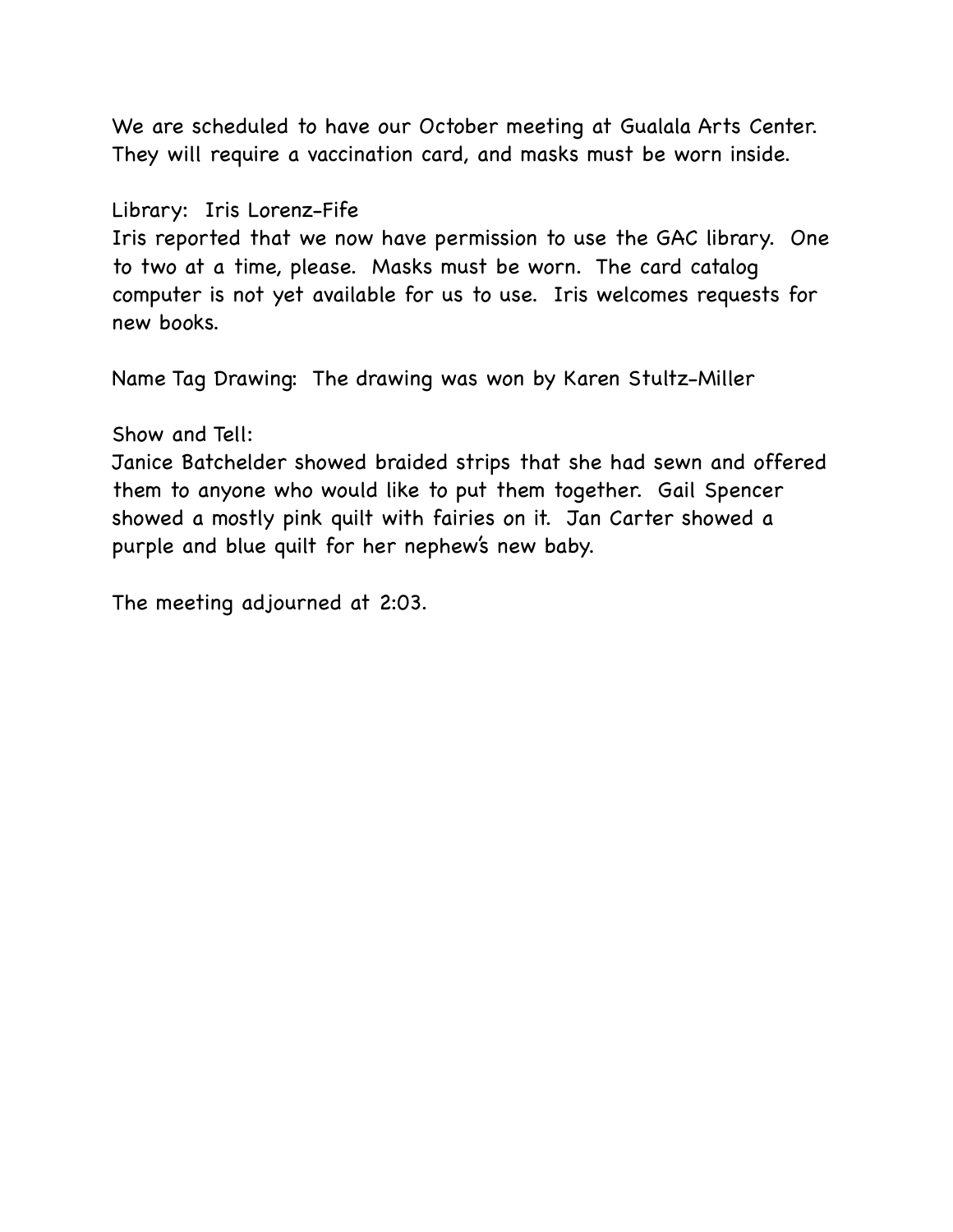We are scheduled to have our October meeting at Gualala Arts Center. They will require a vaccination card, and masks must be worn inside.

Library: Iris Lorenz-Fife

Iris reported that we now have permission to use the GAC library. One to two at a time, please. Masks must be worn. The card catalog computer is not yet available for us to use. Iris welcomes requests for new books.

Name Tag Drawing: The drawing was won by Karen Stultz-Miller

Show and Tell:

Janice Batchelder showed braided strips that she had sewn and offered them to anyone who would like to put them together. Gail Spencer showed a mostly pink quilt with fairies on it. Jan Carter showed a purple and blue quilt for her nephew's new baby.

The meeting adjourned at 2:03.